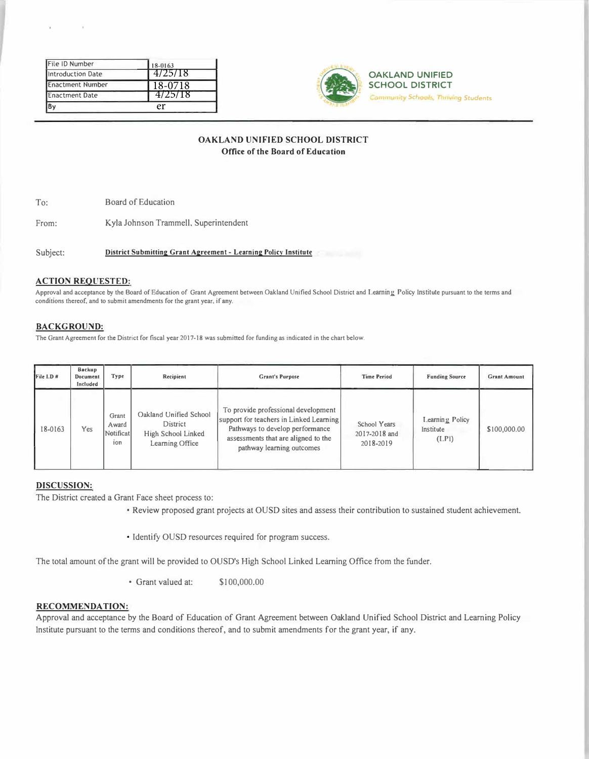| File ID Number | 18-0163 |
| --- | --- |
| Introduction Date | 4/25/18 |
| Enactment Number | 18-0718 |
| Enactment Date | 4/25/18 |
| By | er |

**OAKLAND UNIFIED SCHOOL DISTRICT**
*Community Schools, Thriving Students*

## OAKLAND UNIFIED SCHOOL DISTRICT
### Office of the Board of Education

To: Board of Education

From: Kyla Johnson Trammell, Superintendent

Subject: **District Submitting Grant Agreement - Learning Policy Institute**

### ACTION REQUESTED:

Approval and acceptance by the Board of Education of Grant Agreement between Oakland Unified School District and Learning Policy Institute pursuant to the terms and conditions thereof, and to submit amendments for the grant year, if any.

### BACKGROUND:

The Grant Agreement for the District for fiscal year 2017-18 was submitted for funding as indicated in the chart below.

| File I.D # | Backup Document Included | Type | Recipient | Grant's Purpose | Time Period | Funding Source | Grant Amount |
| --- | --- | --- | --- | --- | --- | --- | --- |
| 18-0163 | Yes | Grant Award Notification | Oakland Unified School District High School Linked Learning Office | To provide professional development support for teachers in Linked Learning Pathways to develop performance assessments that are aligned to the pathway learning outcomes | School Years 2017-2018 and 2018-2019 | Learning Policy Institute (LPI) | $100,000.00 |

### DISCUSSION:

The District created a Grant Face sheet process to:

- Review proposed grant projects at OUSD sites and assess their contribution to sustained student achievement.
- Identify OUSD resources required for program success.

The total amount of the grant will be provided to OUSD's High School Linked Learning Office from the funder.

- Grant valued at: $100,000.00

### RECOMMENDATION:

Approval and acceptance by the Board of Education of Grant Agreement between Oakland Unified School District and Learning Policy Institute pursuant to the terms and conditions thereof, and to submit amendments for the grant year, if any.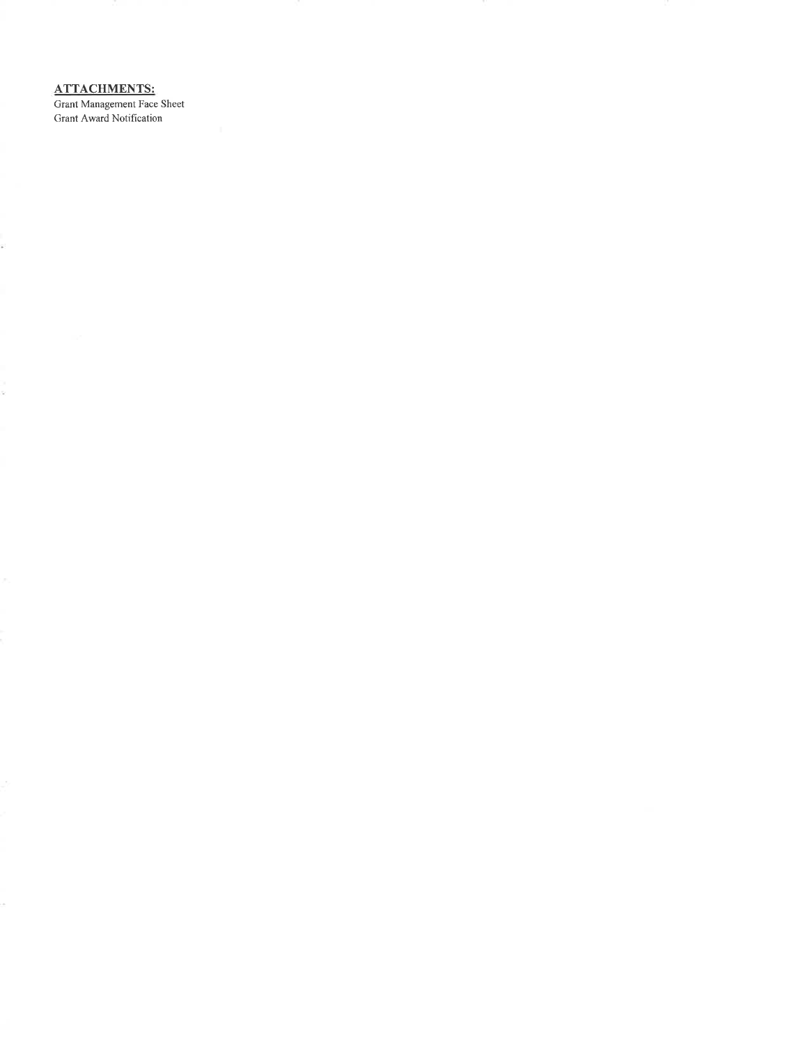**ATTACHMENTS:**

Grant Management Face Sheet
Grant Award Notification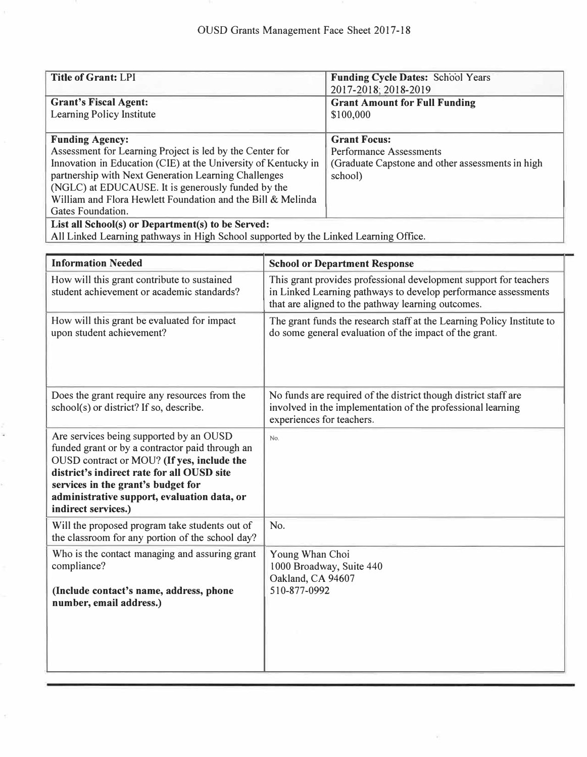# OUSD Grants Management Face Sheet 2017-18

| **Title of Grant:** LPI | **Funding Cycle Dates:** School Years 2017-2018; 2018-2019 |
|---|---|
| **Grant's Fiscal Agent:** Learning Policy Institute | **Grant Amount for Full Funding** $100,000 |
| **Funding Agency:** Assessment for Learning Project is led by the Center for Innovation in Education (CIE) at the University of Kentucky in partnership with Next Generation Learning Challenges (NGLC) at EDUCAUSE. It is generously funded by the William and Flora Hewlett Foundation and the Bill & Melinda Gates Foundation. | **Grant Focus:** Performance Assessments (Graduate Capstone and other assessments in high school) |
| **List all School(s) or Department(s) to be Served:** All Linked Learning pathways in High School supported by the Linked Learning Office. | |

| **Information Needed** | **School or Department Response** |
|---|---|
| How will this grant contribute to sustained student achievement or academic standards? | This grant provides professional development support for teachers in Linked Learning pathways to develop performance assessments that are aligned to the pathway learning outcomes. |
| How will this grant be evaluated for impact upon student achievement? | The grant funds the research staff at the Learning Policy Institute to do some general evaluation of the impact of the grant. |
| Does the grant require any resources from the school(s) or district? If so, describe. | No funds are required of the district though district staff are involved in the implementation of the professional learning experiences for teachers. |
| Are services being supported by an OUSD funded grant or by a contractor paid through an OUSD contract or MOU? **(If yes, include the district's indirect rate for all OUSD site services in the grant's budget for administrative support, evaluation data, or indirect services.)** | No. |
| Will the proposed program take students out of the classroom for any portion of the school day? | No. |
| Who is the contact managing and assuring grant compliance? **(Include contact's name, address, phone number, email address.)** | Young Whan Choi<br>1000 Broadway, Suite 440<br>Oakland, CA 94607<br>510-877-0992 |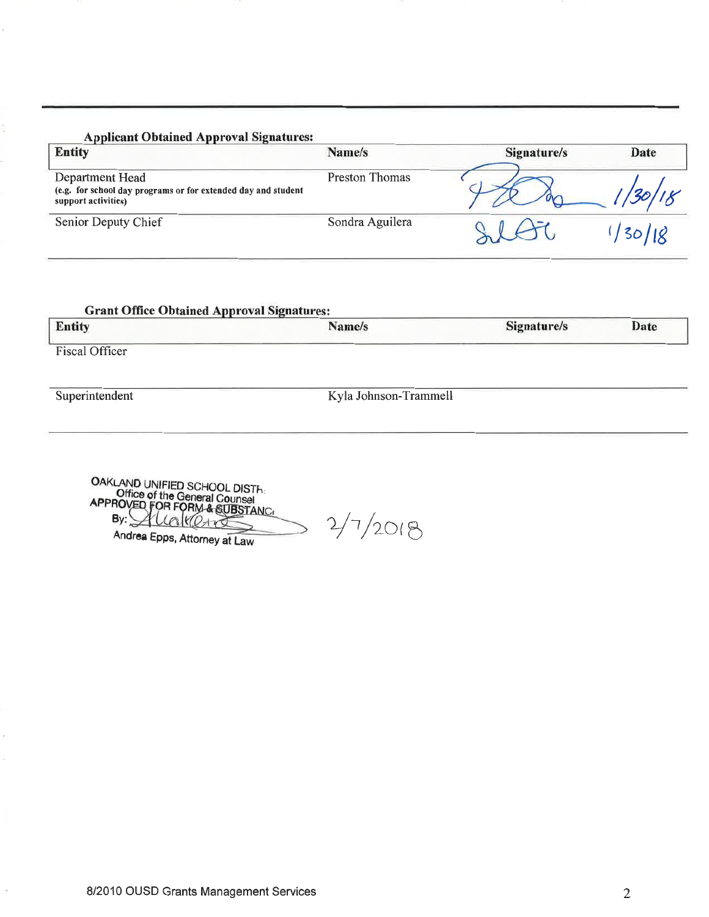**Applicant Obtained Approval Signatures:**

| Entity | Name/s | Signature/s | Date |
|---|---|---|---|
| Department Head<br>(e.g. for school day programs or for extended day and student support activities) | Preston Thomas | *(signed)* | 1/30/18 |
| Senior Deputy Chief | Sondra Aguilera | *(signed)* | 1/30/18 |

**Grant Office Obtained Approval Signatures:**

| Entity | Name/s | Signature/s | Date |
|---|---|---|---|
| Fiscal Officer | | | |
| Superintendent | Kyla Johnson-Trammell | | |

OAKLAND UNIFIED SCHOOL DISTRICT
Office of the General Counsel
APPROVED FOR FORM & SUBSTANCE
By: *(signed)*
Andrea Epps, Attorney at Law

2/7/2018

8/2010 OUSD Grants Management Services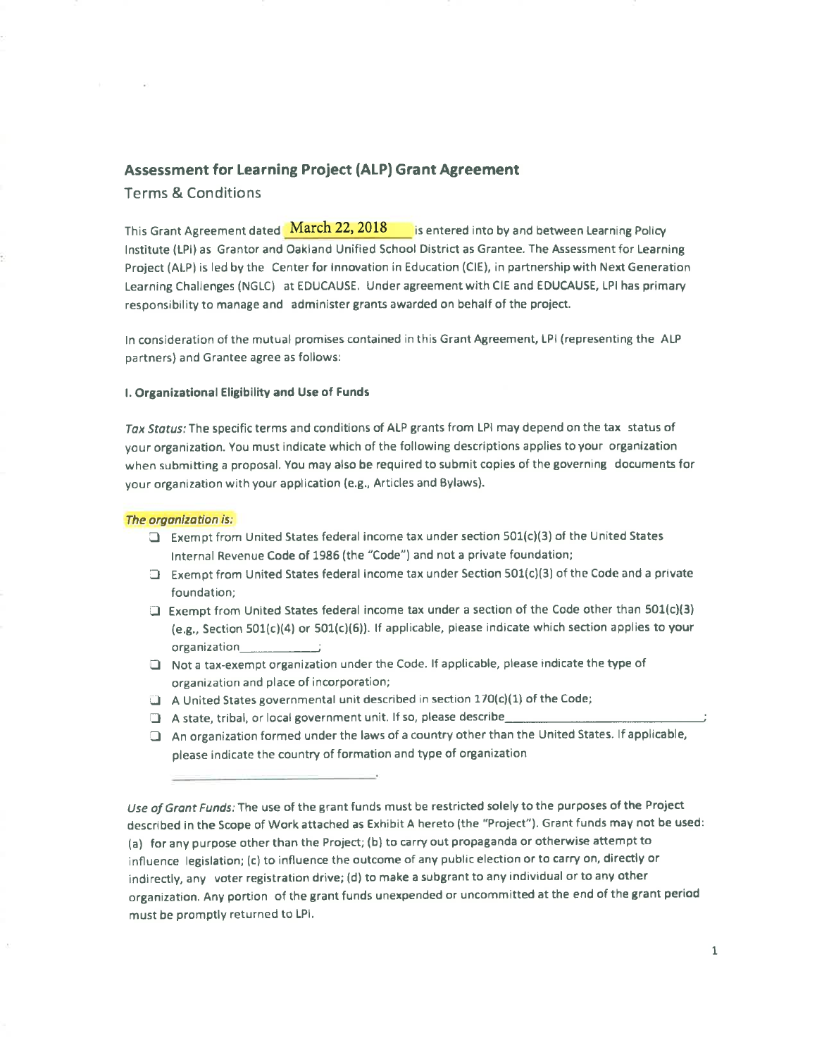## Assessment for Learning Project (ALP) Grant Agreement

Terms & Conditions

This Grant Agreement dated March 22, 2018 is entered into by and between Learning Policy Institute (LPI) as Grantor and Oakland Unified School District as Grantee. The Assessment for Learning Project (ALP) is led by the Center for Innovation in Education (CIE), in partnership with Next Generation Learning Challenges (NGLC) at EDUCAUSE. Under agreement with CIE and EDUCAUSE, LPI has primary responsibility to manage and administer grants awarded on behalf of the project.

In consideration of the mutual promises contained in this Grant Agreement, LPI (representing the ALP partners) and Grantee agree as follows:

**I. Organizational Eligibility and Use of Funds**

*Tax Status:* The specific terms and conditions of ALP grants from LPI may depend on the tax status of your organization. You must indicate which of the following descriptions applies to your organization when submitting a proposal. You may also be required to submit copies of the governing documents for your organization with your application (e.g., Articles and Bylaws).

***The organization is:***

- ☐ Exempt from United States federal income tax under section 501(c)(3) of the United States Internal Revenue Code of 1986 (the "Code") and not a private foundation;
- ☐ Exempt from United States federal income tax under Section 501(c)(3) of the Code and a private foundation;
- ☐ Exempt from United States federal income tax under a section of the Code other than 501(c)(3) (e.g., Section 501(c)(4) or 501(c)(6)). If applicable, please indicate which section applies to your organization___________;
- ☐ Not a tax-exempt organization under the Code. If applicable, please indicate the type of organization and place of incorporation;
- ☐ A United States governmental unit described in section 170(c)(1) of the Code;
- ☐ A state, tribal, or local government unit. If so, please describe_____________________________;
- ☐ An organization formed under the laws of a country other than the United States. If applicable, please indicate the country of formation and type of organization ______________________________.

*Use of Grant Funds:* The use of the grant funds must be restricted solely to the purposes of the Project described in the Scope of Work attached as Exhibit A hereto (the "Project"). Grant funds may not be used: (a) for any purpose other than the Project; (b) to carry out propaganda or otherwise attempt to influence legislation; (c) to influence the outcome of any public election or to carry on, directly or indirectly, any voter registration drive; (d) to make a subgrant to any individual or to any other organization. Any portion of the grant funds unexpended or uncommitted at the end of the grant period must be promptly returned to LPI.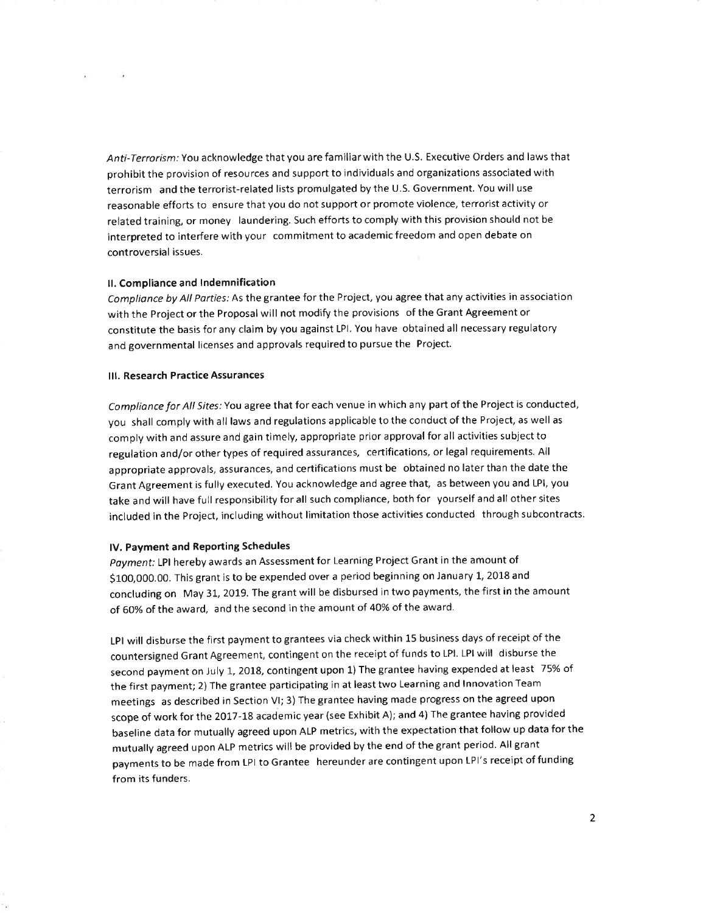*Anti-Terrorism:* You acknowledge that you are familiar with the U.S. Executive Orders and laws that prohibit the provision of resources and support to individuals and organizations associated with terrorism and the terrorist-related lists promulgated by the U.S. Government. You will use reasonable efforts to ensure that you do not support or promote violence, terrorist activity or related training, or money laundering. Such efforts to comply with this provision should not be interpreted to interfere with your commitment to academic freedom and open debate on controversial issues.

### II. Compliance and Indemnification

*Compliance by All Parties:* As the grantee for the Project, you agree that any activities in association with the Project or the Proposal will not modify the provisions of the Grant Agreement or constitute the basis for any claim by you against LPI. You have obtained all necessary regulatory and governmental licenses and approvals required to pursue the Project.

### III. Research Practice Assurances

*Compliance for All Sites:* You agree that for each venue in which any part of the Project is conducted, you shall comply with all laws and regulations applicable to the conduct of the Project, as well as comply with and assure and gain timely, appropriate prior approval for all activities subject to regulation and/or other types of required assurances, certifications, or legal requirements. All appropriate approvals, assurances, and certifications must be obtained no later than the date the Grant Agreement is fully executed. You acknowledge and agree that, as between you and LPI, you take and will have full responsibility for all such compliance, both for yourself and all other sites included in the Project, including without limitation those activities conducted through subcontracts.

### IV. Payment and Reporting Schedules

*Payment:* LPI hereby awards an Assessment for Learning Project Grant in the amount of $100,000.00. This grant is to be expended over a period beginning on January 1, 2018 and concluding on May 31, 2019. The grant will be disbursed in two payments, the first in the amount of 60% of the award, and the second in the amount of 40% of the award.

LPI will disburse the first payment to grantees via check within 15 business days of receipt of the countersigned Grant Agreement, contingent on the receipt of funds to LPI. LPI will disburse the second payment on July 1, 2018, contingent upon 1) The grantee having expended at least 75% of the first payment; 2) The grantee participating in at least two Learning and Innovation Team meetings as described in Section VI; 3) The grantee having made progress on the agreed upon scope of work for the 2017-18 academic year (see Exhibit A); and 4) The grantee having provided baseline data for mutually agreed upon ALP metrics, with the expectation that follow up data for the mutually agreed upon ALP metrics will be provided by the end of the grant period. All grant payments to be made from LPI to Grantee hereunder are contingent upon LPI's receipt of funding from its funders.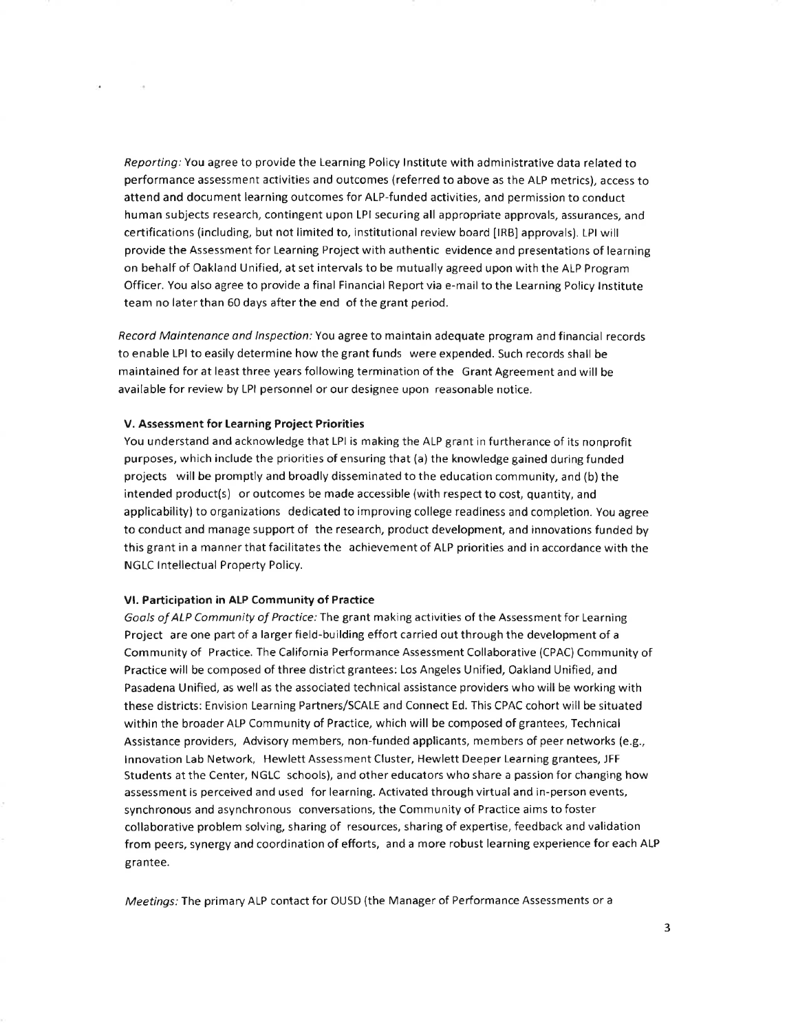*Reporting:* You agree to provide the Learning Policy Institute with administrative data related to performance assessment activities and outcomes (referred to above as the ALP metrics), access to attend and document learning outcomes for ALP-funded activities, and permission to conduct human subjects research, contingent upon LPI securing all appropriate approvals, assurances, and certifications (including, but not limited to, institutional review board [IRB] approvals). LPI will provide the Assessment for Learning Project with authentic evidence and presentations of learning on behalf of Oakland Unified, at set intervals to be mutually agreed upon with the ALP Program Officer. You also agree to provide a final Financial Report via e-mail to the Learning Policy Institute team no later than 60 days after the end of the grant period.

*Record Maintenance and Inspection:* You agree to maintain adequate program and financial records to enable LPI to easily determine how the grant funds were expended. Such records shall be maintained for at least three years following termination of the Grant Agreement and will be available for review by LPI personnel or our designee upon reasonable notice.

**V. Assessment for Learning Project Priorities**

You understand and acknowledge that LPI is making the ALP grant in furtherance of its nonprofit purposes, which include the priorities of ensuring that (a) the knowledge gained during funded projects will be promptly and broadly disseminated to the education community, and (b) the intended product(s) or outcomes be made accessible (with respect to cost, quantity, and applicability) to organizations dedicated to improving college readiness and completion. You agree to conduct and manage support of the research, product development, and innovations funded by this grant in a manner that facilitates the achievement of ALP priorities and in accordance with the NGLC Intellectual Property Policy.

**VI. Participation in ALP Community of Practice**

*Goals of ALP Community of Practice:* The grant making activities of the Assessment for Learning Project are one part of a larger field-building effort carried out through the development of a Community of Practice. The California Performance Assessment Collaborative (CPAC) Community of Practice will be composed of three district grantees: Los Angeles Unified, Oakland Unified, and Pasadena Unified, as well as the associated technical assistance providers who will be working with these districts: Envision Learning Partners/SCALE and Connect Ed. This CPAC cohort will be situated within the broader ALP Community of Practice, which will be composed of grantees, Technical Assistance providers, Advisory members, non-funded applicants, members of peer networks (e.g., Innovation Lab Network, Hewlett Assessment Cluster, Hewlett Deeper Learning grantees, JFF Students at the Center, NGLC schools), and other educators who share a passion for changing how assessment is perceived and used for learning. Activated through virtual and in-person events, synchronous and asynchronous conversations, the Community of Practice aims to foster collaborative problem solving, sharing of resources, sharing of expertise, feedback and validation from peers, synergy and coordination of efforts, and a more robust learning experience for each ALP grantee.

*Meetings:* The primary ALP contact for OUSD (the Manager of Performance Assessments or a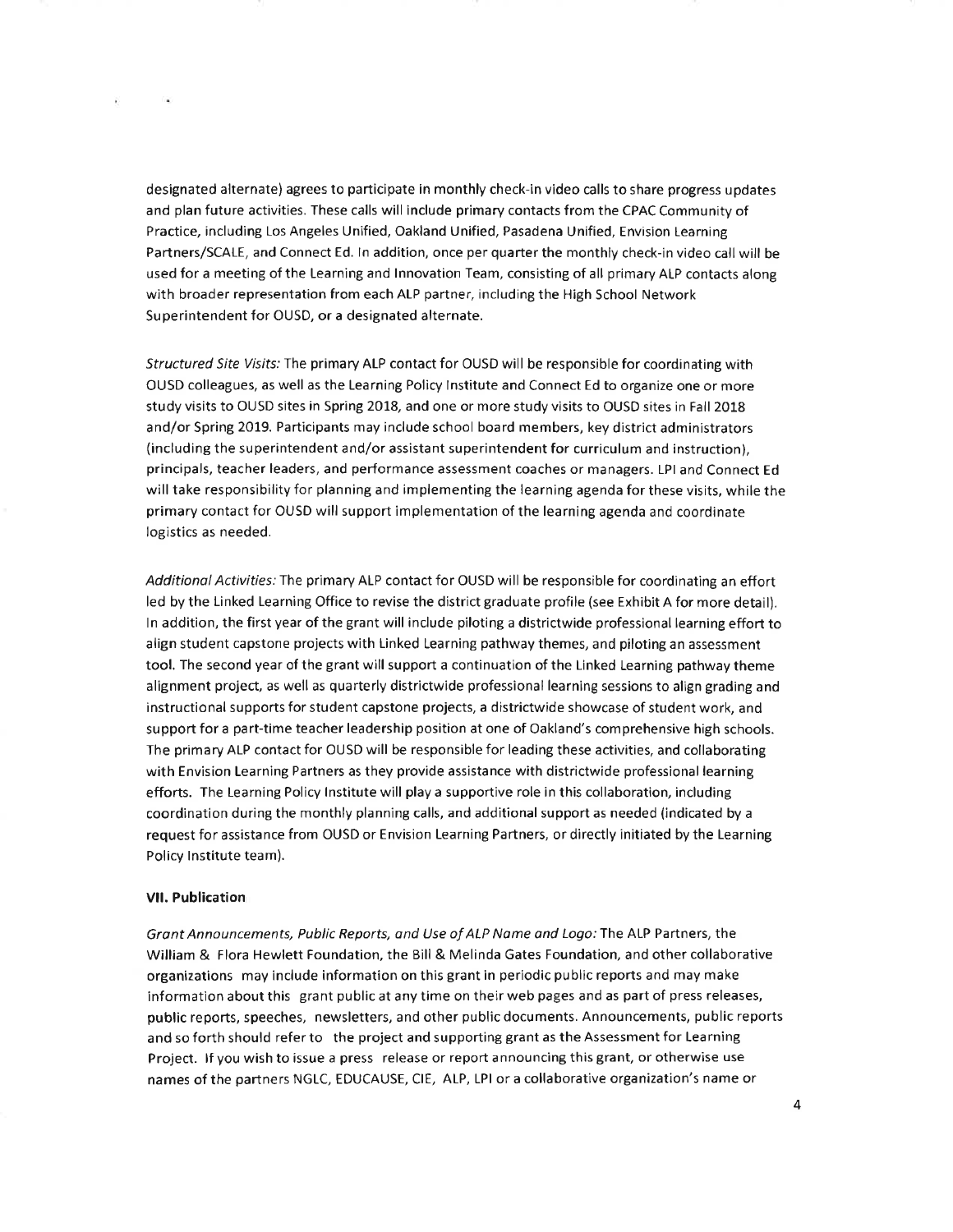designated alternate) agrees to participate in monthly check-in video calls to share progress updates and plan future activities. These calls will include primary contacts from the CPAC Community of Practice, including Los Angeles Unified, Oakland Unified, Pasadena Unified, Envision Learning Partners/SCALE, and Connect Ed. In addition, once per quarter the monthly check-in video call will be used for a meeting of the Learning and Innovation Team, consisting of all primary ALP contacts along with broader representation from each ALP partner, including the High School Network Superintendent for OUSD, or a designated alternate.

*Structured Site Visits:* The primary ALP contact for OUSD will be responsible for coordinating with OUSD colleagues, as well as the Learning Policy Institute and Connect Ed to organize one or more study visits to OUSD sites in Spring 2018, and one or more study visits to OUSD sites in Fall 2018 and/or Spring 2019. Participants may include school board members, key district administrators (including the superintendent and/or assistant superintendent for curriculum and instruction), principals, teacher leaders, and performance assessment coaches or managers. LPI and Connect Ed will take responsibility for planning and implementing the learning agenda for these visits, while the primary contact for OUSD will support implementation of the learning agenda and coordinate logistics as needed.

*Additional Activities:* The primary ALP contact for OUSD will be responsible for coordinating an effort led by the Linked Learning Office to revise the district graduate profile (see Exhibit A for more detail). In addition, the first year of the grant will include piloting a districtwide professional learning effort to align student capstone projects with Linked Learning pathway themes, and piloting an assessment tool. The second year of the grant will support a continuation of the Linked Learning pathway theme alignment project, as well as quarterly districtwide professional learning sessions to align grading and instructional supports for student capstone projects, a districtwide showcase of student work, and support for a part-time teacher leadership position at one of Oakland's comprehensive high schools. The primary ALP contact for OUSD will be responsible for leading these activities, and collaborating with Envision Learning Partners as they provide assistance with districtwide professional learning efforts. The Learning Policy Institute will play a supportive role in this collaboration, including coordination during the monthly planning calls, and additional support as needed (indicated by a request for assistance from OUSD or Envision Learning Partners, or directly initiated by the Learning Policy Institute team).

**VII. Publication**

*Grant Announcements, Public Reports, and Use of ALP Name and Logo:* The ALP Partners, the William & Flora Hewlett Foundation, the Bill & Melinda Gates Foundation, and other collaborative organizations may include information on this grant in periodic public reports and may make information about this grant public at any time on their web pages and as part of press releases, public reports, speeches, newsletters, and other public documents. Announcements, public reports and so forth should refer to the project and supporting grant as the Assessment for Learning Project. If you wish to issue a press release or report announcing this grant, or otherwise use names of the partners NGLC, EDUCAUSE, CIE, ALP, LPI or a collaborative organization's name or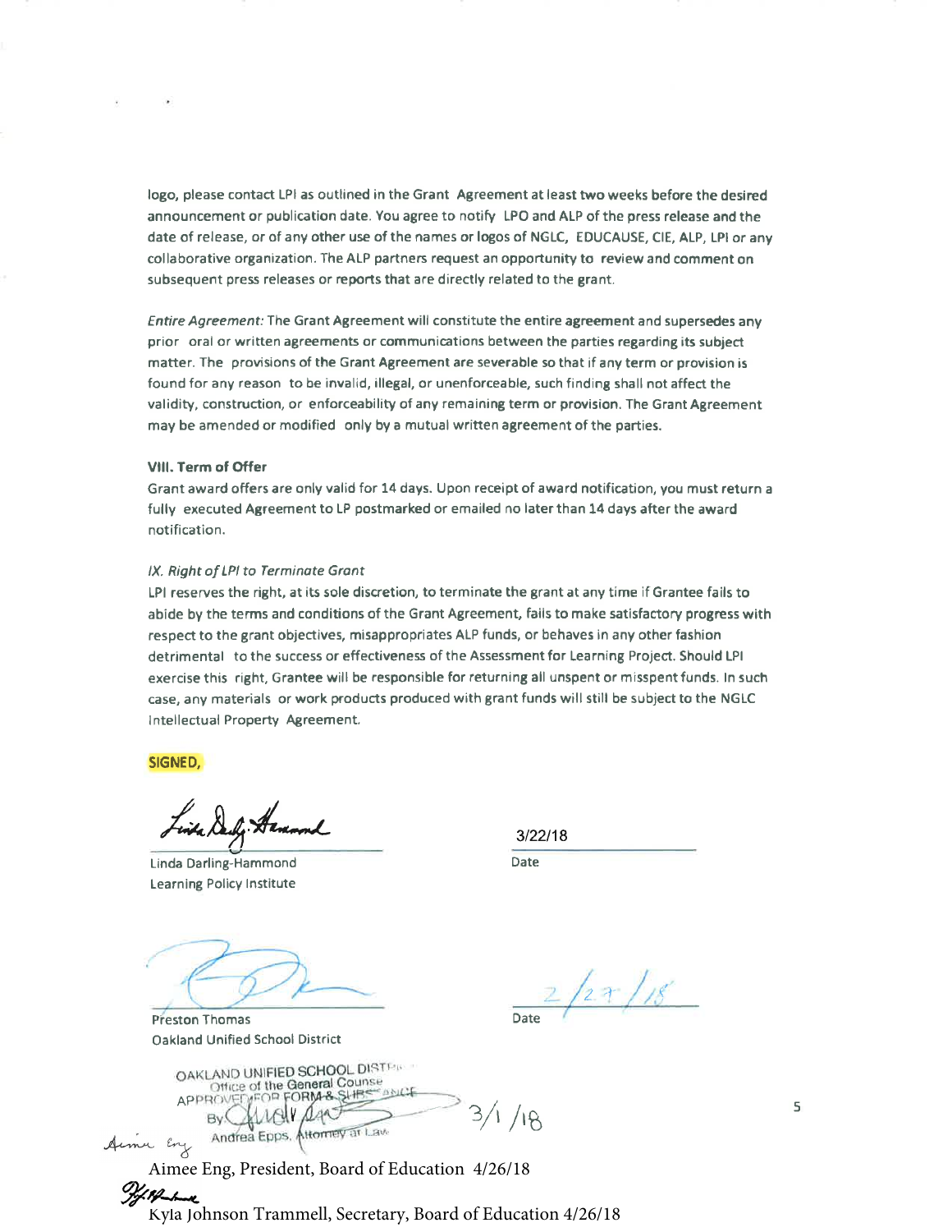logo, please contact LPI as outlined in the Grant Agreement at least two weeks before the desired announcement or publication date. You agree to notify LPO and ALP of the press release and the date of release, or of any other use of the names or logos of NGLC, EDUCAUSE, CIE, ALP, LPI or any collaborative organization. The ALP partners request an opportunity to review and comment on subsequent press releases or reports that are directly related to the grant.

*Entire Agreement:* The Grant Agreement will constitute the entire agreement and supersedes any prior oral or written agreements or communications between the parties regarding its subject matter. The provisions of the Grant Agreement are severable so that if any term or provision is found for any reason to be invalid, illegal, or unenforceable, such finding shall not affect the validity, construction, or enforceability of any remaining term or provision. The Grant Agreement may be amended or modified only by a mutual written agreement of the parties.

**VIII. Term of Offer**

Grant award offers are only valid for 14 days. Upon receipt of award notification, you must return a fully executed Agreement to LP postmarked or emailed no later than 14 days after the award notification.

*IX. Right of LPI to Terminate Grant*

LPI reserves the right, at its sole discretion, to terminate the grant at any time if Grantee fails to abide by the terms and conditions of the Grant Agreement, fails to make satisfactory progress with respect to the grant objectives, misappropriates ALP funds, or behaves in any other fashion detrimental to the success or effectiveness of the Assessment for Learning Project. Should LPI exercise this right, Grantee will be responsible for returning all unspent or misspent funds. In such case, any materials or work products produced with grant funds will still be subject to the NGLC Intellectual Property Agreement.

**SIGNED,**

Linda Darling-Hammond
Learning Policy Institute

Date: 3/22/18

Preston Thomas
Oakland Unified School District

Date: 2/27/18

OAKLAND UNIFIED SCHOOL DISTRICT
Office of the General Counsel
APPROVED FOR FORM & SUBSTANCE
By: Andrea Epps, Attorney at Law
3/1/18

Aimee Eng, President, Board of Education 4/26/18

Kyla Johnson Trammell, Secretary, Board of Education 4/26/18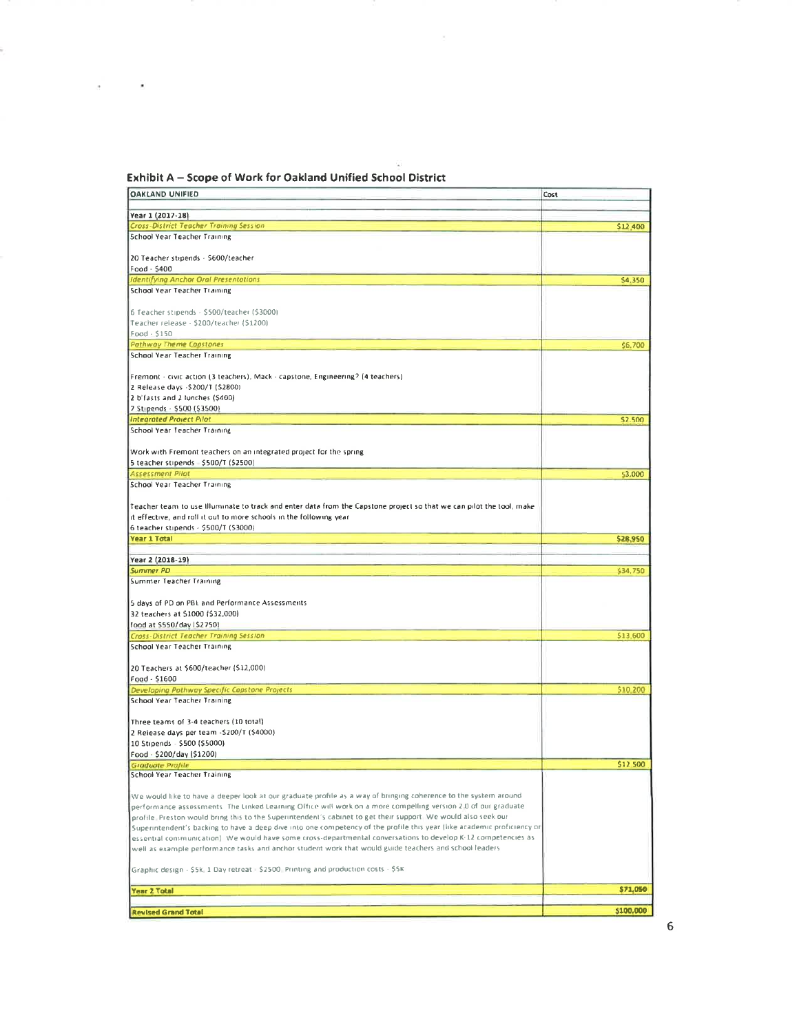## Exhibit A – Scope of Work for Oakland Unified School District

| OAKLAND UNIFIED | Cost |
|---|---|
| **Year 1 (2017-18)** | |
| *Cross-District Teacher Training Session* | $12,400 |
| School Year Teacher Training<br><br>20 Teacher stipends - $600/teacher<br>Food - $400 | |
| *Identifying Anchor Oral Presentations* | $4,350 |
| School Year Teacher Training<br><br>6 Teacher stipends - $500/teacher ($3000)<br>Teacher release - $200/teacher ($1200)<br>Food - $150 | |
| *Pathway Theme Capstones* | $6,700 |
| School Year Teacher Training<br><br>Fremont - civic action (3 teachers), Mack - capstone, Engineering? (4 teachers)<br>2 Release days -$200/T ($2800)<br>2 b'fasts and 2 lunches ($400)<br>7 Stipends - $500 ($3500) | |
| *Integrated Project Pilot* | $2,500 |
| School Year Teacher Training<br><br>Work with Fremont teachers on an integrated project for the spring<br>5 teacher stipends - $500/T ($2500) | |
| *Assessment Pilot* | $3,000 |
| School Year Teacher Training<br><br>Teacher team to use Illuminate to track and enter data from the Capstone project so that we can pilot the tool, make it effective, and roll it out to more schools in the following year<br>6 teacher stipends - $500/T ($3000) | |
| **Year 1 Total** | **$28,950** |
| **Year 2 (2018-19)** | |
| *Summer PD* | $34,750 |
| Summer Teacher Training<br><br>5 days of PD on PBL and Performance Assessments<br>32 teachers at $1000 ($32,000)<br>food at $550/day ($2750) | |
| *Cross-District Teacher Training Session* | $13,600 |
| School Year Teacher Training<br><br>20 Teachers at $600/teacher ($12,000)<br>Food - $1600 | |
| *Developing Pathway Specific Capstone Projects* | $10,200 |
| School Year Teacher Training<br><br>Three teams of 3-4 teachers (10 total)<br>2 Release days per team -$200/T ($4000)<br>10 Stipends - $500 ($5000)<br>Food - $200/day ($1200) | |
| *Graduate Profile* | $12,500 |
| School Year Teacher Training<br><br>We would like to have a deeper look at our graduate profile as a way of bringing coherence to the system around performance assessments. The Linked Learning Office will work on a more compelling version 2.0 of our graduate profile. Preston would bring this to the Superintendent's cabinet to get their support. We would also seek our Superintendent's backing to have a deep dive into one competency of the profile this year (like academic proficiency or essential communication). We would have some cross-departmental conversations to develop K-12 competencies as well as example performance tasks and anchor student work that would guide teachers and school leaders<br><br>Graphic design - $5k, 1 Day retreat - $2500, Printing and production costs - $5K | |
| **Year 2 Total** | **$71,050** |
| **Revised Grand Total** | **$100,000** |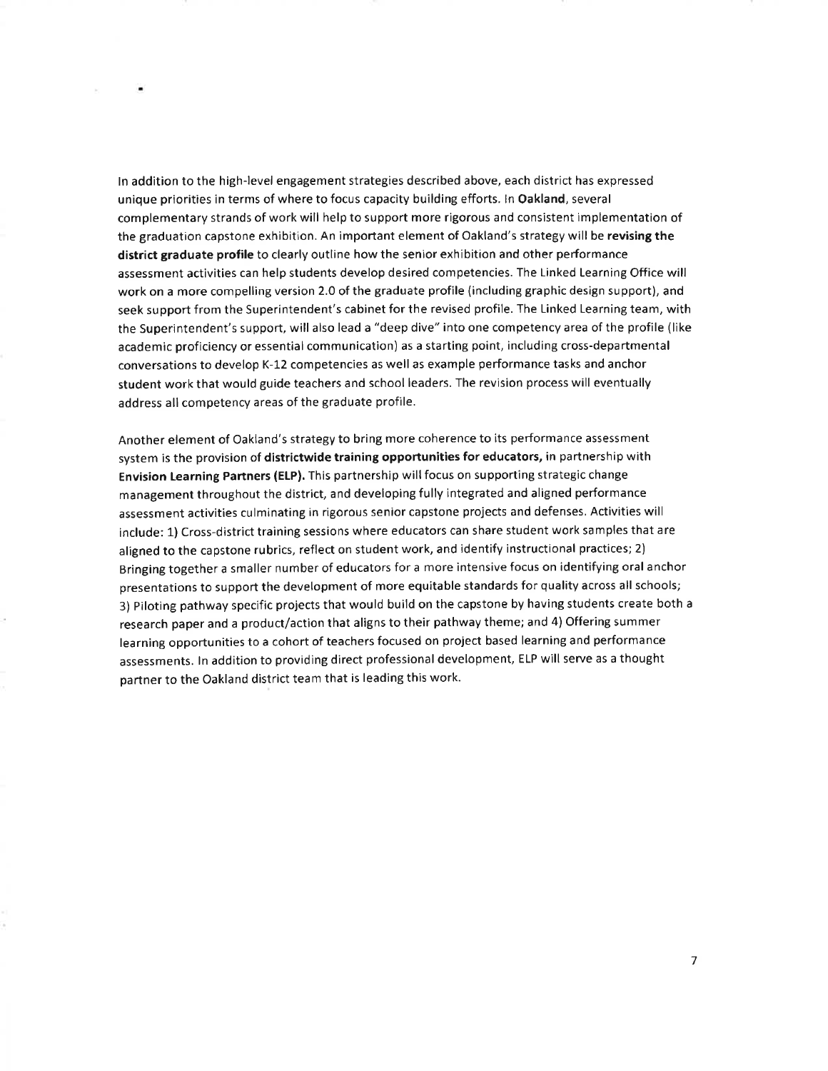In addition to the high-level engagement strategies described above, each district has expressed unique priorities in terms of where to focus capacity building efforts. In **Oakland**, several complementary strands of work will help to support more rigorous and consistent implementation of the graduation capstone exhibition. An important element of Oakland's strategy will be **revising the district graduate profile** to clearly outline how the senior exhibition and other performance assessment activities can help students develop desired competencies. The Linked Learning Office will work on a more compelling version 2.0 of the graduate profile (including graphic design support), and seek support from the Superintendent's cabinet for the revised profile. The Linked Learning team, with the Superintendent's support, will also lead a "deep dive" into one competency area of the profile (like academic proficiency or essential communication) as a starting point, including cross-departmental conversations to develop K-12 competencies as well as example performance tasks and anchor student work that would guide teachers and school leaders. The revision process will eventually address all competency areas of the graduate profile.

Another element of Oakland's strategy to bring more coherence to its performance assessment system is the provision of **districtwide training opportunities for educators,** in partnership with **Envision Learning Partners (ELP).** This partnership will focus on supporting strategic change management throughout the district, and developing fully integrated and aligned performance assessment activities culminating in rigorous senior capstone projects and defenses. Activities will include: 1) Cross-district training sessions where educators can share student work samples that are aligned to the capstone rubrics, reflect on student work, and identify instructional practices; 2) Bringing together a smaller number of educators for a more intensive focus on identifying oral anchor presentations to support the development of more equitable standards for quality across all schools; 3) Piloting pathway specific projects that would build on the capstone by having students create both a research paper and a product/action that aligns to their pathway theme; and 4) Offering summer learning opportunities to a cohort of teachers focused on project based learning and performance assessments. In addition to providing direct professional development, ELP will serve as a thought partner to the Oakland district team that is leading this work.